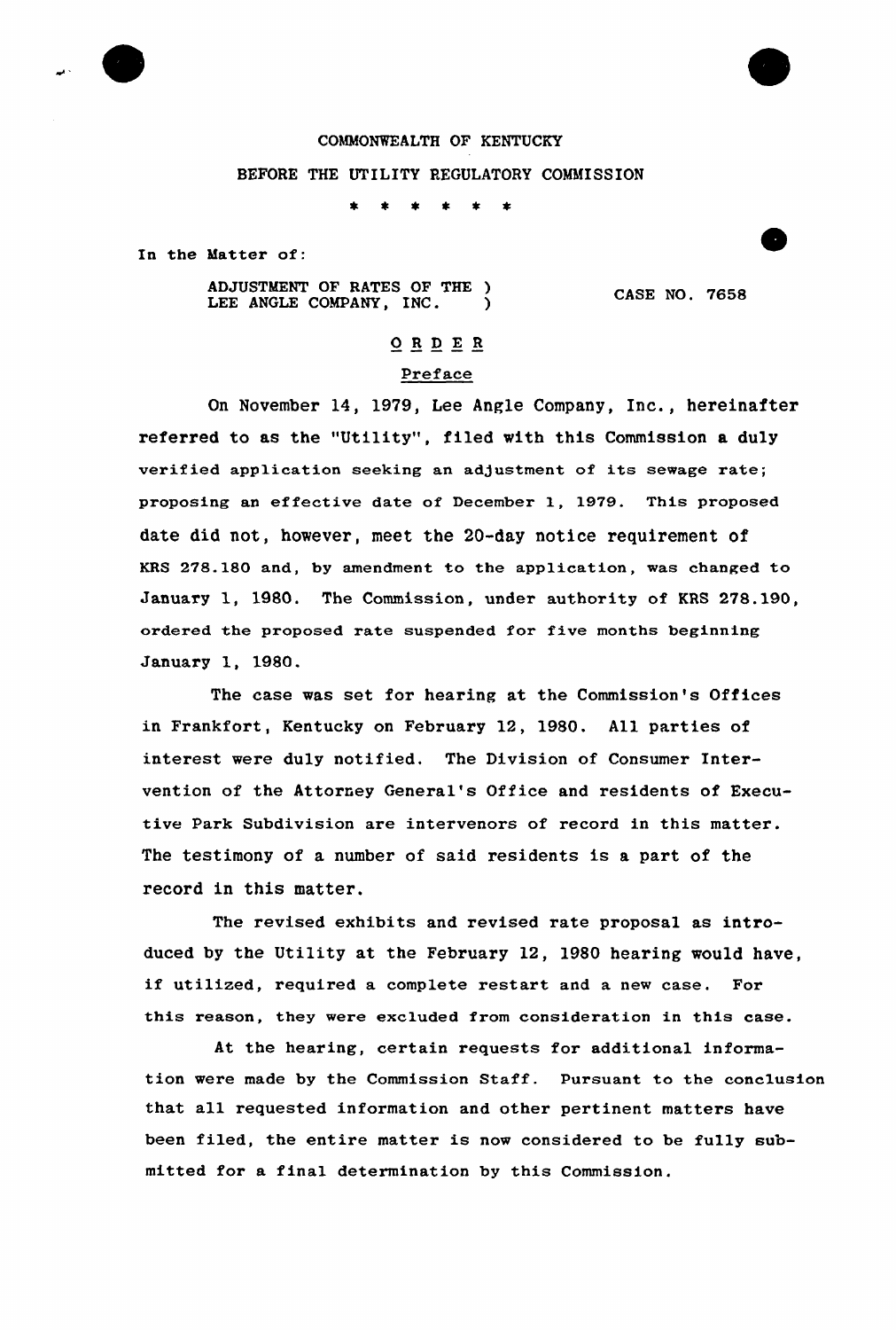COMMONWEALTH OF KENTUCKY

BEFORE THE UTILITY REGULATORY COMMISSION

\* \* \* \* \* \*

In the Matter of:

ADJUSTMENT OF RATES OF THE LEE ANGLE COMPANY, INC. ) CASE NO. 7658

## ORDER

### Preface

On November 14, 1979, Lee Angle Company, Inc., hereinafter referred to as the "Utility", filed with this Commission a duly verified application seeking an adjustment of its sewage rate; proposing an effective date of December 1, 1979. This proposed date did not, however, meet the 20-day notice requirement of KRS 278.180 and, by amendment to the application, was changed to January 1, 1980. The Commission, under authority of KRS 278.190, ordered the proposed rate suspended for five months beginning January 1, 1980.

The case was set for hearing at the Commission's Offices in Frankfort, Kentucky on February 12, 1980. All parties of interest were duly notified. The Division of Consumer Intervention of the Attorney General's Office and residents of Executive Park Subdivision are intervenors of record in this matter. The testimony of a number of said residents is a part of the record in this matter.

The revised exhibits and revised rate proposal as introduced by the Utility at the February 12, 1980 hearing would have, if utilized, required a complete restart and a new case. For this reason, they were excluded from consideration in this case.

At the hearing, certain requests for additional information were made by the Commission Staff. Pursuant to the conclusion that all requested information and other pertinent matters have been filed, the entire matter is now considered to be fully submitted for a final determination by this Commission.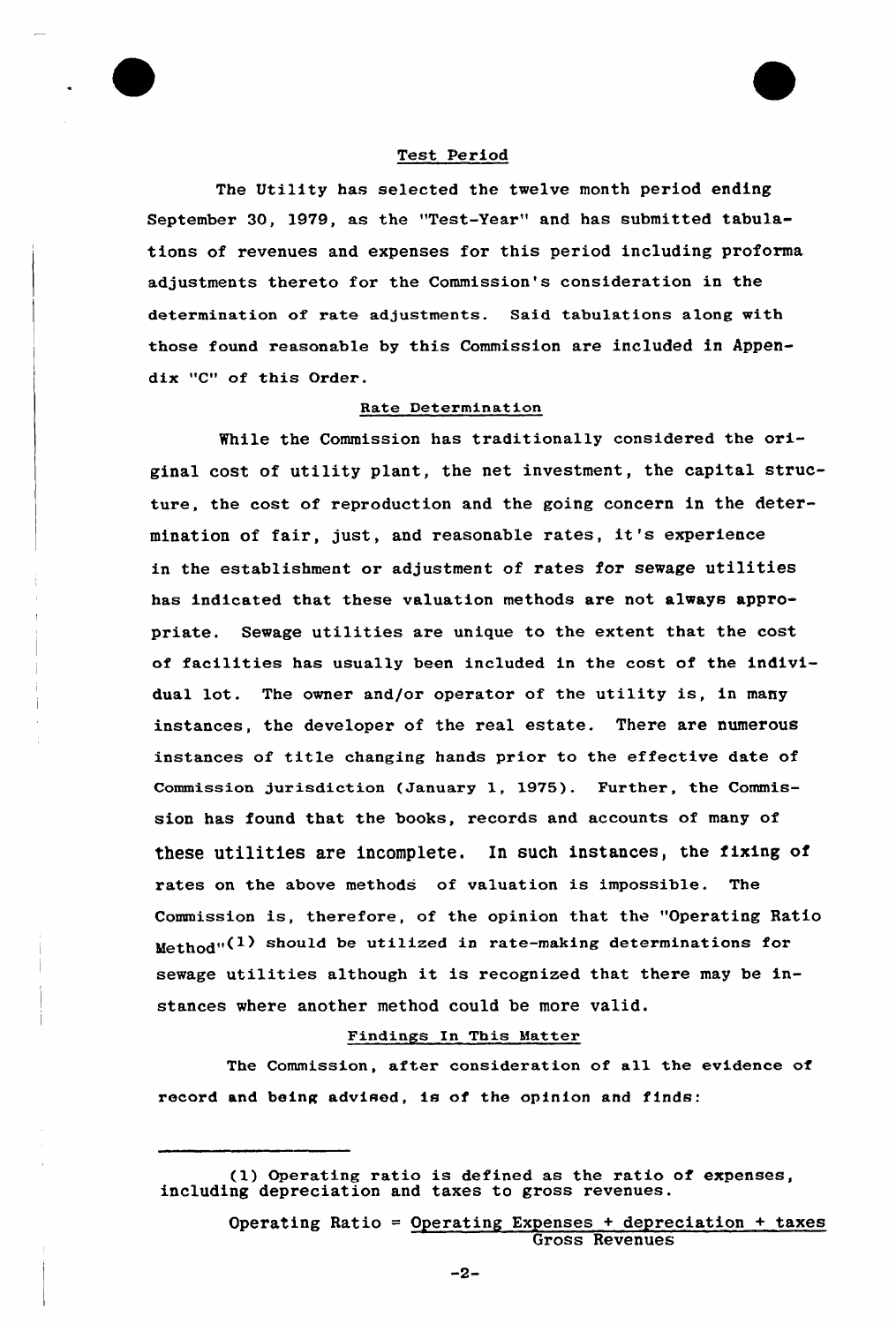## Test Period

The Utility has selected the twelve month period ending September 30, 1979, as the "Test-Year" and has submitted tabulations of revenues and expenses for this period including proforma adjustments thereto for the Commission's consideration in the determination of rate adjustments. Said tabulations along with those found reasonable by this Commission are included in Appendix "C" of this Order.

## Rate Determination

While the Commission has traditionally considered the original cost of utility plant, the net investment, the capital structure, the cost of reproduction and the going concern in the determination of fair, just, and reasonable rates, it's experience in the establishment or adjustment of rates for sewage utilities has indicated that these valuation methods are not always appropriate. Sewage utilities are unique to the extent that the cost of facilities has usually been included in the cost of the individual lot. The owner and/or operator of the utility is, in many instances, the developer of the real estate. There are numerous instances of title changing hands prior to the effective date of Commission jurisdiction (January 1, 1975). Further, the Commission has found that the books, records and accounts of many of these utilities are incomplete. In such instances, the fixing of rates on the above methods of valuation is impossible. The Commission is, therefore, of the opinion that the "Operating Ratio Method"(1) should be utilized in rate-making determinations for sewage utilities although it is recognized that there may be instances where another method could be more valid.

## Findings In This Matter

The Commission, after consideration of all the evidence of record and being advised, is of the opinion and finds:

---

(1) Operating ratio is defined as the ratio of expenses, including depreciation and taxes to gross revenues.

$$\text{Operating Ratio} = \frac{\text{Operating Expenses + depreciation + taxes}}{\text{Gross Revenues}}$$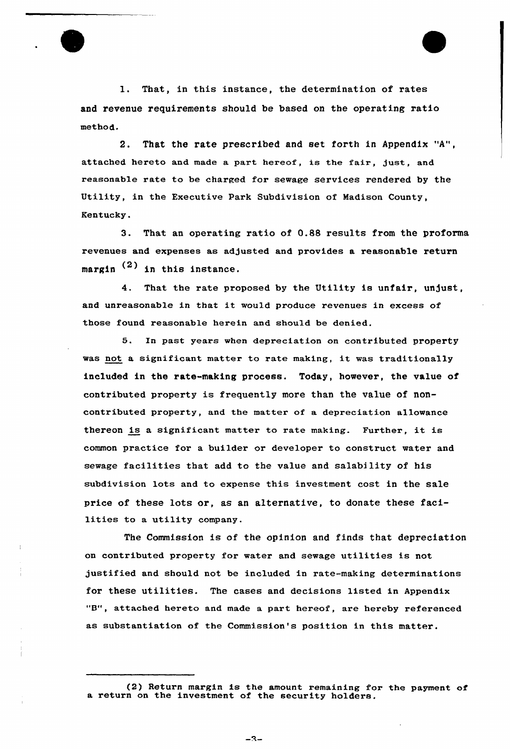1. That, in this instance, the determination of rates and revenue requirements should be based on the operating ratio method.

2. That the rate prescribed and set forth in Appendix "A", attached hereto and made a part hereof, is the fair, just, and reasonable rate to be charged for sewage services rendered by the Utility, in the Executive Park Subdivision of Madison County, Kentucky.

3. That an operating ratio of 0.88 results from the proforma revenues and expenses as adjusted and provides a reasonable return margin (2) in this instance.

4. That the rate proposed by the Utility is unfair, unjust, and unreasonable in that it would produce revenues in excess of those found reasonable herein and should be denied.

5. In past years when depreciation on contributed property was not a significant matter to rate making, it was traditionally included in the rate-making process. Today, however, the value of contributed property is frequently more than the value of non-contributed property, and the matter of a depreciation allowance thereon is a significant matter to rate making. Further, it is common practice for a builder or developer to construct water and sewage facilities that add to the value and salability of his subdivision lots and to expense this investment cost in the sale price of these lots or, as an alternative, to donate these facilities to a utility company.

The Commission is of the opinion and finds that depreciation on contributed property for water and sewage utilities is not justified and should not be included in rate-making determinations for these utilities. The cases and decisions listed in Appendix "B", attached hereto and made a part hereof, are hereby referenced as substantiation of the Commission's position in this matter.

---

(2) Return margin is the amount remaining for the payment of a return on the investment of the security holders.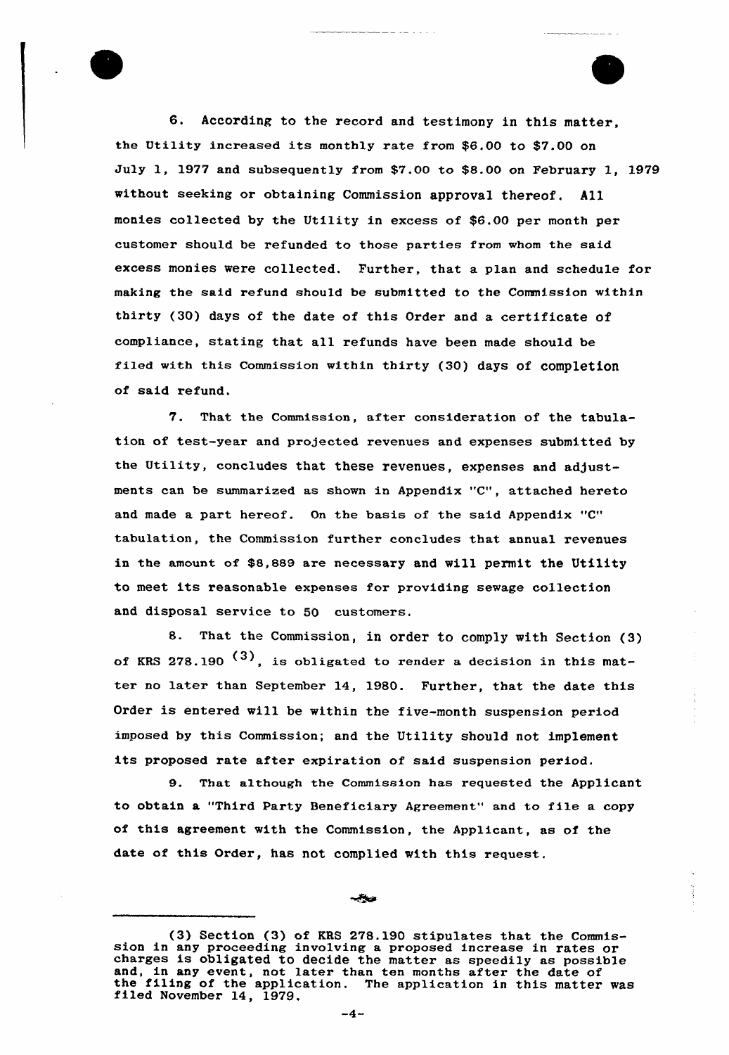6. According to the record and testimony in this matter, the Utility increased its monthly rate from $6.00 to $7.00 on July 1, 1977 and subsequently from $7.00 to $8.00 on February 1, 1979 without seeking or obtaining Commission approval thereof. All monies collected by the Utility in excess of $6.00 per month per customer should be refunded to those parties from whom the said excess monies were collected. Further, that a plan and schedule for making the said refund should be submitted to the Commission within thirty (30) days of the date of this Order and a certificate of compliance, stating that all refunds have been made should be filed with this Commission within thirty (30) days of completion of said refund.

7. That the Commission, after consideration of the tabulation of test-year and projected revenues and expenses submitted by the Utility, concludes that these revenues, expenses and adjustments can be summarized as shown in Appendix "C", attached hereto and made a part hereof. On the basis of the said Appendix "C" tabulation, the Commission further concludes that annual revenues in the amount of $8,889 are necessary and will permit the Utility to meet its reasonable expenses for providing sewage collection and disposal service to 50 customers.

8. That the Commission, in order to comply with Section (3) of KRS 278.190 [(3)], is obligated to render a decision in this matter no later than September 14, 1980. Further, that the date this Order is entered will be within the five-month suspension period imposed by this Commission; and the Utility should not implement its proposed rate after expiration of said suspension period.

9. That although the Commission has requested the Applicant to obtain a "Third Party Beneficiary Agreement" and to file a copy of this agreement with the Commission, the Applicant, as of the date of this Order, has not complied with this request.

---

(3) Section (3) of KRS 278.190 stipulates that the Commission in any proceeding involving a proposed increase in rates or charges is obligated to decide the matter as speedily as possible and, in any event, not later than ten months after the date of the filing of the application. The application in this matter was filed November 14, 1979.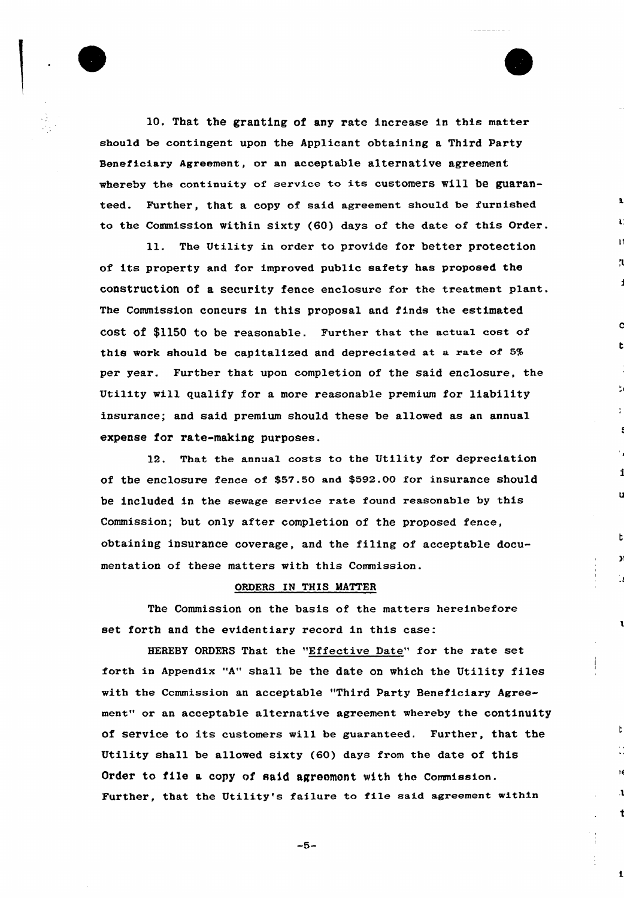10. That the granting of any rate increase in this matter should be contingent upon the Applicant obtaining a Third Party Beneficiary Agreement, or an acceptable alternative agreement whereby the continuity of service to its customers will be guaranteed. Further, that a copy of said agreement should be furnished to the Commission within sixty (60) days of the date of this Order.

11. The Utility in order to provide for better protection of its property and for improved public safety has proposed the construction of a security fence enclosure for the treatment plant. The Commission concurs in this proposal and finds the estimated cost of $1150 to be reasonable. Further that the actual cost of this work should be capitalized and depreciated at a rate of 5% per year. Further that upon completion of the said enclosure, the Utility will qualify for a more reasonable premium for liability insurance; and said premium should these be allowed as an annual expense for rate-making purposes.

12. That the annual costs to the Utility for depreciation of the enclosure fence of $57.50 and $592.00 for insurance should be included in the sewage service rate found reasonable by this Commission; but only after completion of the proposed fence, obtaining insurance coverage, and the filing of acceptable documentation of these matters with this Commission.

## ORDERS IN THIS MATTER

The Commission on the basis of the matters hereinbefore set forth and the evidentiary record in this case:

HEREBY ORDERS That the "Effective Date" for the rate set forth in Appendix "A" shall be the date on which the Utility files with the Commission an acceptable "Third Party Beneficiary Agreement" or an acceptable alternative agreement whereby the continuity of service to its customers will be guaranteed. Further, that the Utility shall be allowed sixty (60) days from the date of this Order to file a copy of said agreement with the Commission. Further, that the Utility's failure to file said agreement within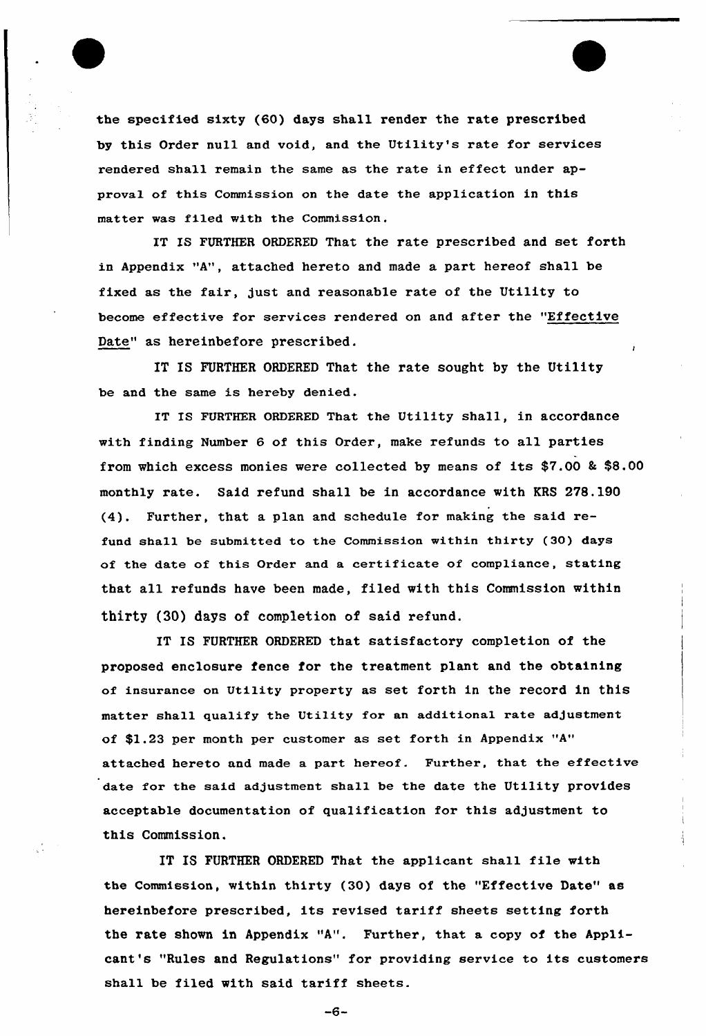the specified sixty (60) days shall render the rate prescribed by this Order null and void, and the Utility's rate for services rendered shall remain the same as the rate in effect under approval of this Commission on the date the application in this matter was filed with the Commission.

IT IS FURTHER ORDERED That the rate prescribed and set forth in Appendix "A", attached hereto and made a part hereof shall be fixed as the fair, just and reasonable rate of the Utility to become effective for services rendered on and after the "Effective Date" as hereinbefore prescribed.

IT IS FURTHER ORDERED That the rate sought by the Utility be and the same is hereby denied.

IT IS FURTHER ORDERED That the Utility shall, in accordance with finding Number 6 of this Order, make refunds to all parties from which excess monies were collected by means of its $7.00 & $8.00 monthly rate. Said refund shall be in accordance with KRS 278.190 (4). Further, that a plan and schedule for making the said refund shall be submitted to the Commission within thirty (30) days of the date of this Order and a certificate of compliance, stating that all refunds have been made, filed with this Commission within thirty (30) days of completion of said refund.

IT IS FURTHER ORDERED that satisfactory completion of the proposed enclosure fence for the treatment plant and the obtaining of insurance on Utility property as set forth in the record in this matter shall qualify the Utility for an additional rate adjustment of $1.23 per month per customer as set forth in Appendix "A" attached hereto and made a part hereof. Further, that the effective date for the said adjustment shall be the date the Utility provides acceptable documentation of qualification for this adjustment to this Commission.

IT IS FURTHER ORDERED That the applicant shall file with the Commission, within thirty (30) days of the "Effective Date" as hereinbefore prescribed, its revised tariff sheets setting forth the rate shown in Appendix "A". Further, that a copy of the Applicant's "Rules and Regulations" for providing service to its customers shall be filed with said tariff sheets.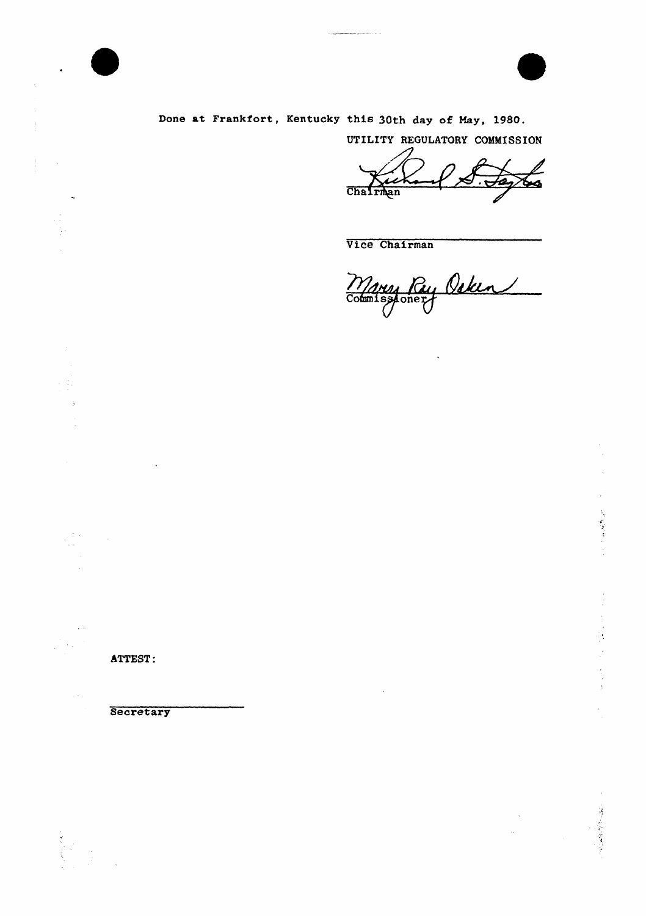Done at Frankfort, Kentucky this 30th day of May, 1980.

UTILITY REGULATORY COMMISSION

Richard S. Taylor
Chairman

Vice Chairman

Mary Ray Oaken
Commissioner

ATTEST:

Secretary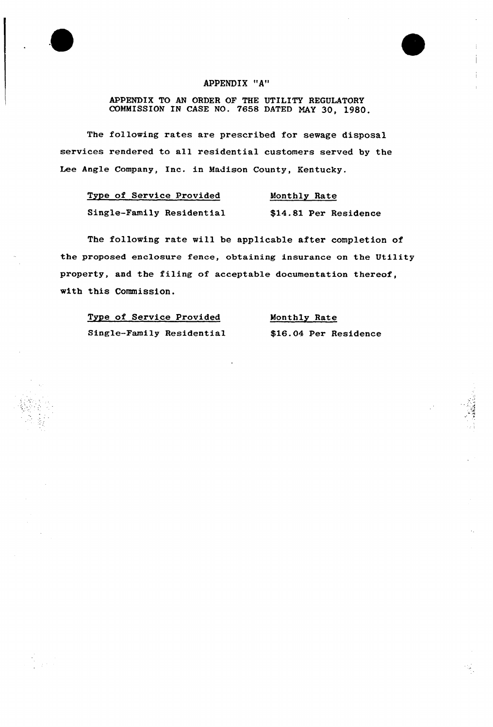# APPENDIX "A"

APPENDIX TO AN ORDER OF THE UTILITY REGULATORY COMMISSION IN CASE NO. 7658 DATED MAY 30, 1980.

The following rates are prescribed for sewage disposal services rendered to all residential customers served by the Lee Angle Company, Inc. in Madison County, Kentucky.

| Type of Service Provided | Monthly Rate |
|---|---|
| Single-Family Residential | $14.81 Per Residence |

The following rate will be applicable after completion of the proposed enclosure fence, obtaining insurance on the Utility property, and the filing of acceptable documentation thereof, with this Commission.

| Type of Service Provided | Monthly Rate |
|---|---|
| Single-Family Residential | $16.04 Per Residence |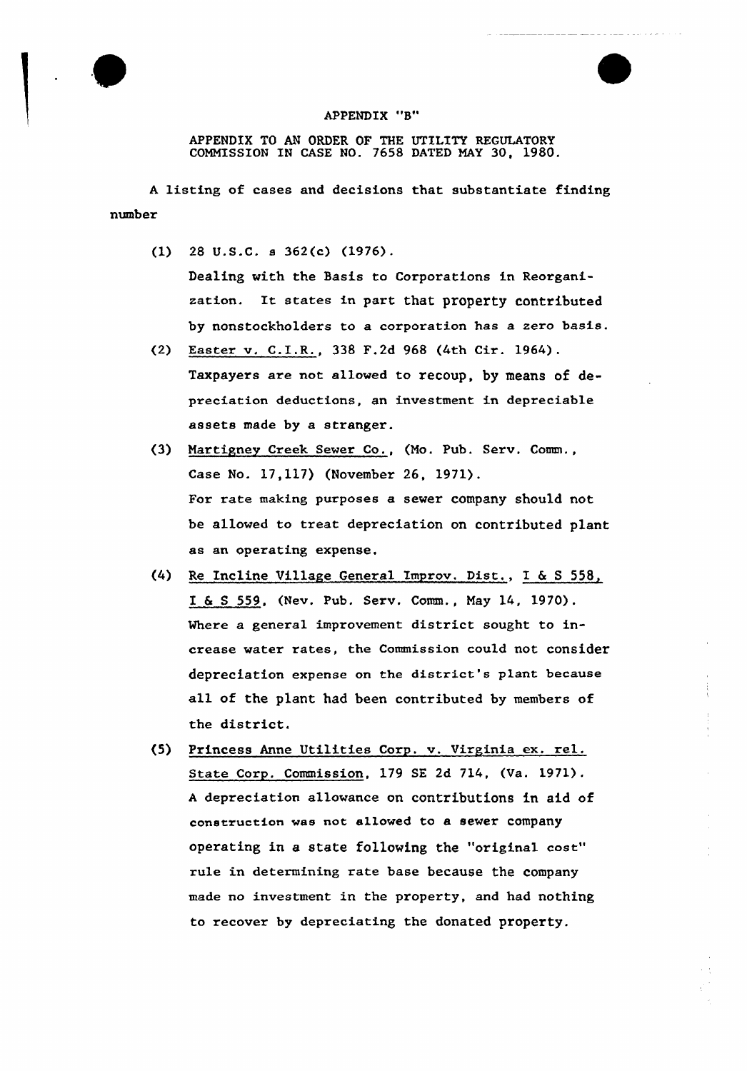APPENDIX "B"

APPENDIX TO AN ORDER OF THE UTILITY REGULATORY COMMISSION IN CASE NO. 7658 DATED MAY 30, 1980.

A listing of cases and decisions that substantiate finding number

(1) 28 U.S.C. s 362(c) (1976).
Dealing with the Basis to Corporations in Reorganization. It states in part that property contributed by nonstockholders to a corporation has a zero basis.

(2) Easter v. C.I.R., 338 F.2d 968 (4th Cir. 1964).
Taxpayers are not allowed to recoup, by means of depreciation deductions, an investment in depreciable assets made by a stranger.

(3) Martigney Creek Sewer Co., (Mo. Pub. Serv. Comm., Case No. 17,117) (November 26, 1971).
For rate making purposes a sewer company should not be allowed to treat depreciation on contributed plant as an operating expense.

(4) Re Incline Village General Improv. Dist., I & S 558, I & S 559, (Nev. Pub. Serv. Comm., May 14, 1970).
Where a general improvement district sought to increase water rates, the Commission could not consider depreciation expense on the district's plant because all of the plant had been contributed by members of the district.

(5) Princess Anne Utilities Corp. v. Virginia ex. rel. State Corp. Commission, 179 SE 2d 714, (Va. 1971).
A depreciation allowance on contributions in aid of construction was not allowed to a sewer company operating in a state following the "original cost" rule in determining rate base because the company made no investment in the property, and had nothing to recover by depreciating the donated property.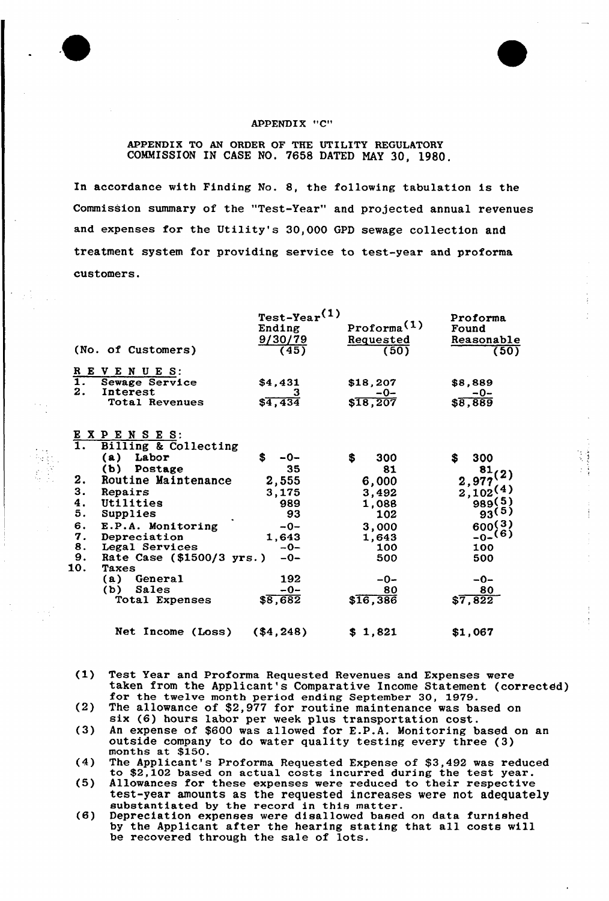APPENDIX "C"

APPENDIX TO AN ORDER OF THE UTILITY REGULATORY COMMISSION IN CASE NO. 7658 DATED MAY 30, 1980.

In accordance with Finding No. 8, the following tabulation is the Commission summary of the "Test-Year" and projected annual revenues and expenses for the Utility's 30,000 GPD sewage collection and treatment system for providing service to test-year and proforma customers.

| (No. of Customers) | Test-Year(1) Ending 9/30/79 (45) | Proforma(1) Requested (50) | Proforma Found Reasonable (50) |
|---|---|---|---|
| **REVENUES:** | | | |
| 1. Sewage Service | $4,431 | $18,207 | $8,889 |
| 2. Interest | 3 | -0- | -0- |
| Total Revenues | $4,434 | $18,207 | $8,889 |
| **EXPENSES:** | | | |
| 1. Billing & Collecting | | | |
| (a) Labor | $ -0- | $ 300 | $ 300 |
| (b) Postage | 35 | 81 | 81 |
| 2. Routine Maintenance | 2,555 | 6,000 | 2,977(2) |
| 3. Repairs | 3,175 | 3,492 | 2,102(4) |
| 4. Utilities | 989 | 1,088 | 989(5) |
| 5. Supplies | 93 | 102 | 93(5) |
| 6. E.P.A. Monitoring | -0- | 3,000 | 600(3) |
| 7. Depreciation | 1,643 | 1,643 | -0-(6) |
| 8. Legal Services | -0- | 100 | 100 |
| 9. Rate Case ($1500/3 yrs.) | -0- | 500 | 500 |
| 10. Taxes | | | |
| (a) General | 192 | -0- | -0- |
| (b) Sales | -0- | 80 | 80 |
| Total Expenses | $8,682 | $16,386 | $7,822 |
| Net Income (Loss) | ($4,248) | $ 1,821 | $1,067 |

(1) Test Year and Proforma Requested Revenues and Expenses were taken from the Applicant's Comparative Income Statement (corrected) for the twelve month period ending September 30, 1979.

(2) The allowance of $2,977 for routine maintenance was based on six (6) hours labor per week plus transportation cost.

(3) An expense of $600 was allowed for E.P.A. Monitoring based on an outside company to do water quality testing every three (3) months at $150.

(4) The Applicant's Proforma Requested Expense of $3,492 was reduced to $2,102 based on actual costs incurred during the test year.

(5) Allowances for these expenses were reduced to their respective test-year amounts as the requested increases were not adequately substantiated by the record in this matter.

(6) Depreciation expenses were disallowed based on data furnished by the Applicant after the hearing stating that all costs will be recovered through the sale of lots.